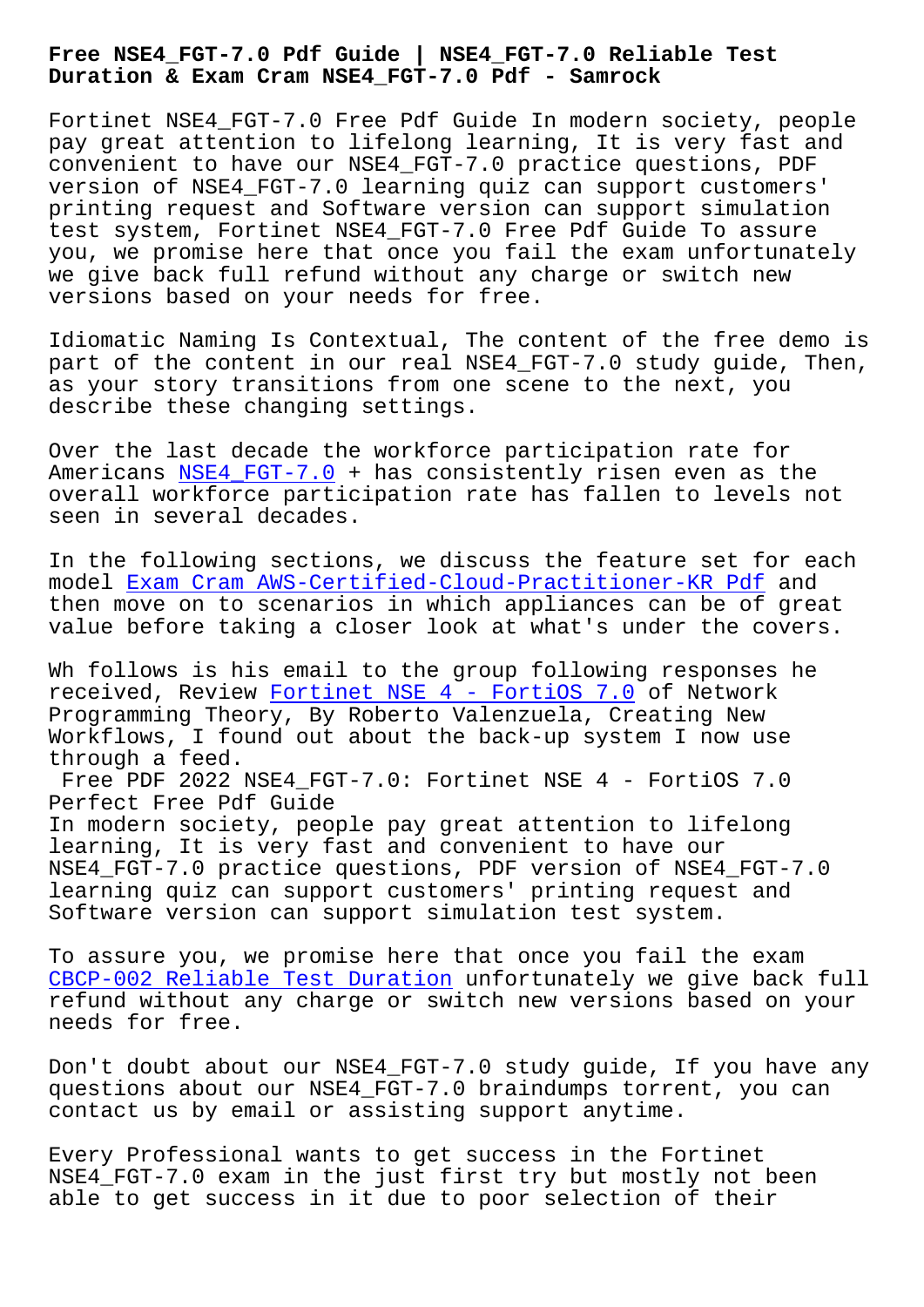# Free NSE4_FGT-7.0 Pdf Guide | NSE4_FGT-7.0 Reliable Test Duration & Exam Cram NSE4_FGT-7.0 Pdf - Samrock

Fortinet NSE4_FGT-7.0 Free Pdf Guide In modern society, people pay great attention to lifelong learning, It is very fast and convenient to have our NSE4_FGT-7.0 practice questions, PDF version of NSE4_FGT-7.0 learning quiz can support customers' printing request and Software version can support simulation test system, Fortinet NSE4_FGT-7.0 Free Pdf Guide To assure you, we promise here that once you fail the exam unfortunately we give back full refund without any charge or switch new versions based on your needs for free.

Idiomatic Naming Is Contextual, The content of the free demo is part of the content in our real NSE4_FGT-7.0 study guide, Then, as your story transitions from one scene to the next, you describe these changing settings.

Over the last decade the workforce participation rate for Americans NSE4_FGT-7.0 + has consistently risen even as the overall workforce participation rate has fallen to levels not seen in several decades.

In the following sections, we discuss the feature set for each model Exam Cram AWS-Certified-Cloud-Practitioner-KR Pdf and then move on to scenarios in which appliances can be of great value before taking a closer look at what's under the covers.

Wh follows is his email to the group following responses he received, Review Fortinet NSE 4 - FortiOS 7.0 of Network Programming Theory, By Roberto Valenzuela, Creating New Workflows, I found out about the back-up system I now use through a feed.

## Free PDF 2022 NSE4_FGT-7.0: Fortinet NSE 4 - FortiOS 7.0 Perfect Free Pdf Guide

In modern society, people pay great attention to lifelong learning, It is very fast and convenient to have our NSE4_FGT-7.0 practice questions, PDF version of NSE4_FGT-7.0 learning quiz can support customers' printing request and Software version can support simulation test system.

To assure you, we promise here that once you fail the exam CBCP-002 Reliable Test Duration unfortunately we give back full refund without any charge or switch new versions based on your needs for free.

Don't doubt about our NSE4_FGT-7.0 study guide, If you have any questions about our NSE4_FGT-7.0 braindumps torrent, you can contact us by email or assisting support anytime.

Every Professional wants to get success in the Fortinet NSE4_FGT-7.0 exam in the just first try but mostly not been able to get success in it due to poor selection of their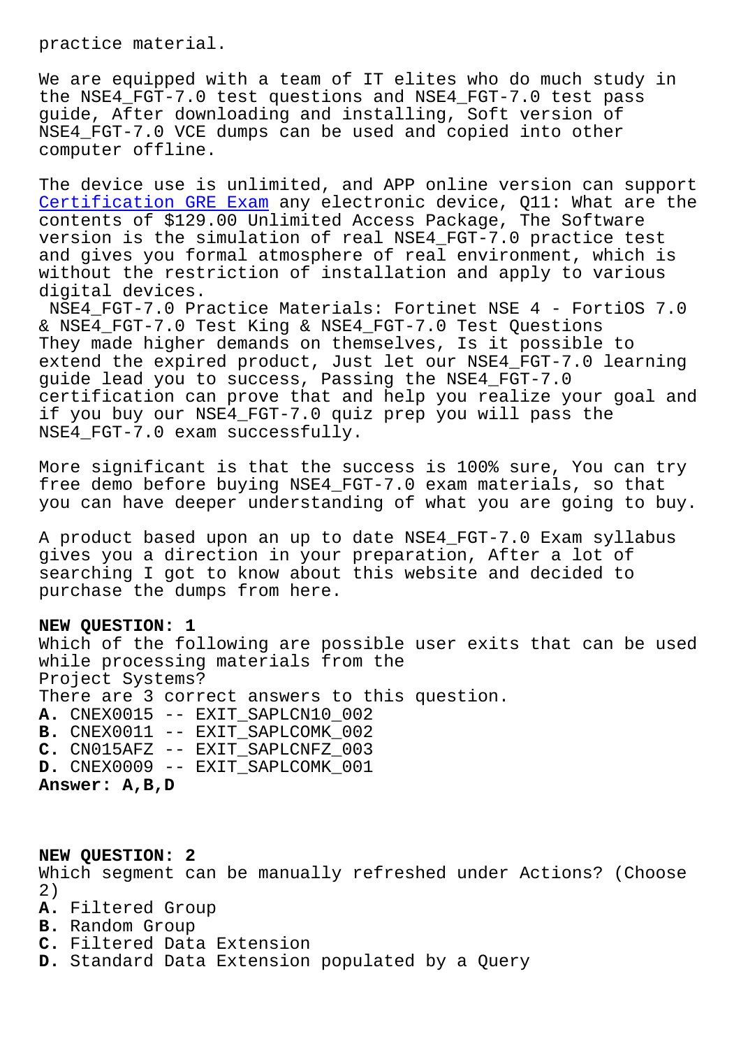practice material.

We are equipped with a team of IT elites who do much study in the NSE4_FGT-7.0 test questions and NSE4_FGT-7.0 test pass guide, After downloading and installing, Soft version of NSE4_FGT-7.0 VCE dumps can be used and copied into other computer offline.

The device use is unlimited, and APP online version can support Certification GRE Exam any electronic device, Q11: What are the contents of $129.00 Unlimited Access Package, The Software version is the simulation of real NSE4_FGT-7.0 practice test and gives you formal atmosphere of real environment, which is without the restriction of installation and apply to various digital devices.

NSE4_FGT-7.0 Practice Materials: Fortinet NSE 4 - FortiOS 7.0 & NSE4_FGT-7.0 Test King & NSE4_FGT-7.0 Test Questions
They made higher demands on themselves, Is it possible to extend the expired product, Just let our NSE4_FGT-7.0 learning guide lead you to success, Passing the NSE4_FGT-7.0 certification can prove that and help you realize your goal and if you buy our NSE4_FGT-7.0 quiz prep you will pass the NSE4_FGT-7.0 exam successfully.

More significant is that the success is 100% sure, You can try free demo before buying NSE4_FGT-7.0 exam materials, so that you can have deeper understanding of what you are going to buy.

A product based upon an up to date NSE4_FGT-7.0 Exam syllabus gives you a direction in your preparation, After a lot of searching I got to know about this website and decided to purchase the dumps from here.

**NEW QUESTION: 1**
Which of the following are possible user exits that can be used while processing materials from the
Project Systems?
There are 3 correct answers to this question.
**A.** CNEX0015 -- EXIT_SAPLCN10_002
**B.** CNEX0011 -- EXIT_SAPLCOMK_002
**C.** CN015AFZ -- EXIT_SAPLCNFZ_003
**D.** CNEX0009 -- EXIT_SAPLCOMK_001
**Answer: A,B,D**

**NEW QUESTION: 2**
Which segment can be manually refreshed under Actions? (Choose 2)
**A.** Filtered Group
**B.** Random Group
**C.** Filtered Data Extension
**D.** Standard Data Extension populated by a Query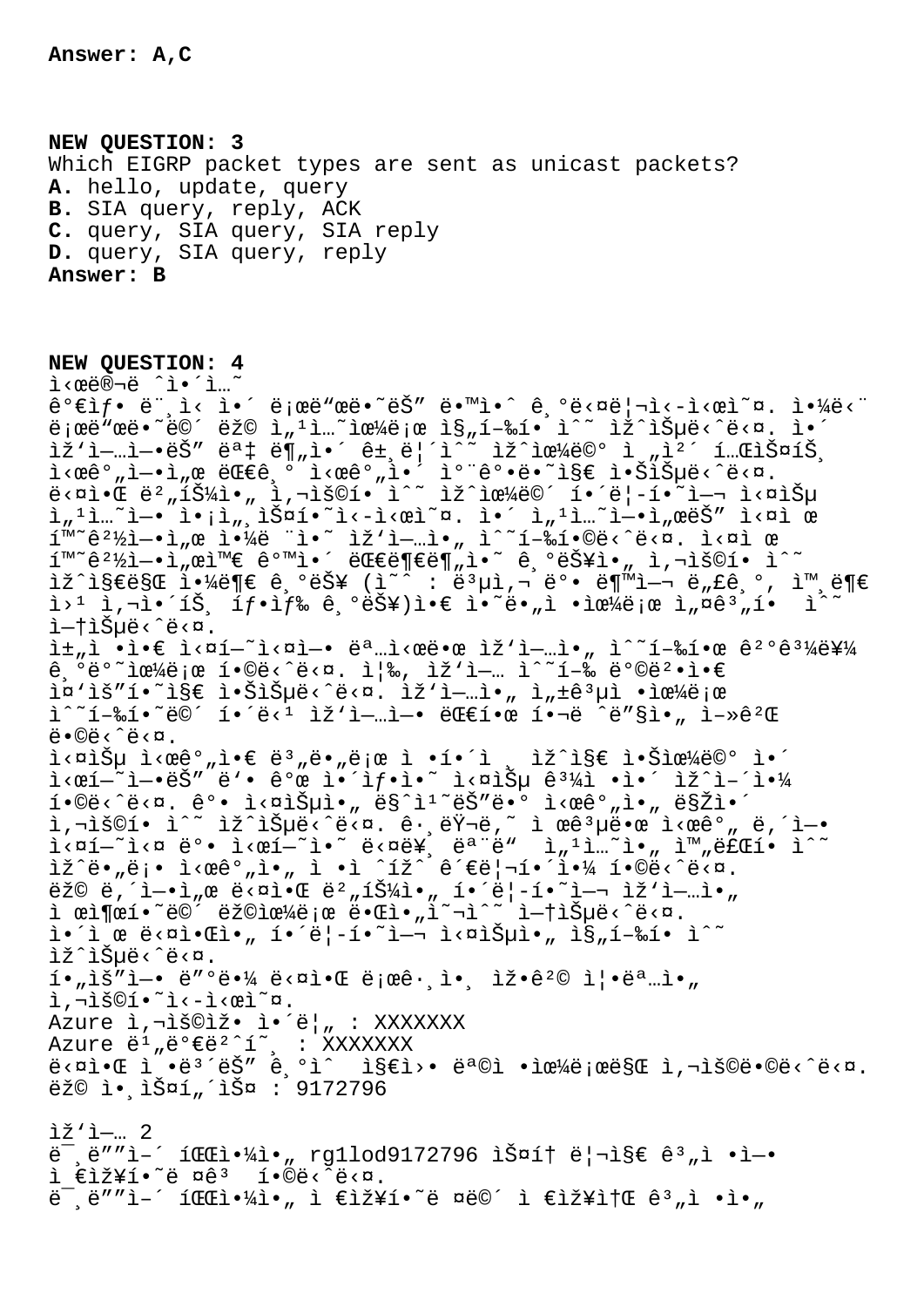**Answer: A,C**

**NEW QUESTION: 3**
Which EIGRP packet types are sent as unicast packets?
**A.** hello, update, query
**B.** SIA query, reply, ACK
**C.** query, SIA query, SIA reply
**D.** query, SIA query, reply
**Answer: B**

**NEW QUESTION: 4**
ì‹œë®¬ë ˆì´ì…˜
ê°€ìƒ ë¨¸ì‹ ì´ ë¡œë"œë˜ëŠ" ë™ì•ˆ ê¸°ë‹¤ë¦¬ì‹­ì‹œì˜¤. ì•¼ë‹¨ ë¡œë"œë˜ë©´ ëž© ì„¹ì…˜ìœ¼ë¡œ ì§„í–‰í• ìˆ˜ ìž^ìŠµë‹ˆë‹¤. ì´ ìž'ì—…ì—•ëŠ" ëª‡ ë¶„ì´ ê±¸ë¦´ìˆ˜ ìž^ìœ¼ë©° ì „ì²´ í…ŒìŠ¤íŠ¸ ì‹œê°„ì—•ì„œ ëŒ€ê¸° ì‹œê°„ì´ ì°¨ê°•ë˜ì§€ ì•ŠìŠµë‹ˆë‹¤.
ë‹¤ì•Œ ë²„íŠ¼ì„ ì‚¬ìš©í• ìˆ˜ ìž^ìœ¼ë©´ í•´ë¦­í•˜ì—¬ ì‹œìŠ¤ ì„¹ì…˜ì—• ì•¡ì„¸ìŠ¤í•˜ì‹ì‹œì˜¤. ì´ ì„¹ì…˜ì—•ì„œëŠ" ì‹¤ì œ í™˜ê²½ì—•ì„œ ì•¼ë ¨ì˜ ìž'ì—…ì„ ìˆ˜í–‰í•©ë‹ˆë‹¤. ì‹¤ì œ í™˜ê²½ì—•ì„œì™€ ë°˜ì•´ ëŒ€ë¶€ë¶„ì˜ ê¸°ëŠ¥ì„ ì‚¬ìš©í• ìˆ˜ ìž^ì§€ë§Œ ì•¼ë¶€ ê¸°ëŠ¥ (ì˜ˆ : ë³µì‚¬ ë°• ë¶™ì—¬ ë„£ê¸°, ì™¸ë¶€ ì›¹ ì‚¬ì´íŠ¸ íƒìƒ‰ ê¸°ëŠ¥)ì€ ì˜ë„ì •ìœ¼ë¡œ ì„¤ê³„í• ìˆ˜ ì—†ìŠµë‹ˆë‹¤.
ì±„ì •ì€ ì‹¤í—˜ì‹¤ì— ëª…ì‹œëœ ìž'ì—…ì„ ìˆ˜í–‰í•œ ê²°ê³¼ë¥¼ ê¸°ë°˜ìœ¼ë¡œ í•©ë‹ˆë‹¤. ì¦‰, ìž'ì—… ìˆ˜í–‰ ë°©ë²•ì€ ì¤'ìš"í•˜ì§€ ì•ŠìŠµë‹ˆë‹¤. ìž'ì—…ì„ ì„±ê³µì ìœ¼ë¡œ ìˆ˜í–‰í•˜ë©´ í•´ë‹¹ ìž'ì—…ì— ëŒ€í•œ í¬ë ˆë"§ì„ ì–»ê²Œ ë©ë‹ˆë‹¤.
ì‹¤ìŠµ ì‹œê°„ì€ ë³„ë„ë¡œ ì •í•´ì ¸ ìž^ì§€ ì•Šìœ¼ë©° ì´ ì‹œí—˜ì—•ëŠ" ë'• ê°œ ì´ìƒì˜ ì‹¤ìŠµ ê³¼ì •ì´ ìž^ì–´ì•¼ í•©ë‹ˆë‹¤. ê° ì‹¤ìŠµì„ ë§ˆì¹˜ëŠ"ë° ì‹œê°„ì„ ë§Žì´ ì‚¬ìš©í• ìˆ˜ ìž^ìŠµë‹ˆë‹¤. ê·¸ëŸ¬ë‚˜ ì œê³µë•œ ì‹œê°„ ë‚´ì— ì‹¤í—˜ì‹¤ ë°• ì‹œí—˜ì˜ ë‹¤ë¥¸ ëª¨ë" ì„¹ì…˜ì„ ì™„ë£Œí• ìˆ˜ ìž^ë•„ë¡ ì‹œê°„ì„ ì ì ˆížˆ ê´€ë¦¬í•´ì•¼ í•©ë‹ˆë‹¤.
ëž© ë‚´ì—•ì„œ ë‹¤ìŒ ë²„íŠ¼ì„ í•´ë¦­í•˜ì—¬ ìž'ì—…ì„ ì œì¶œí•˜ë©´ ëž©ìœ¼ë¡œ ë•Œì•„ì˜¬ ìˆ˜ ì—†ìŠµë‹ˆë‹¤.
ì•´ì œ ë‹¤ì•Œì„ í•´ë¦­í•˜ì—¬ ì‹¤ìŠµì„ ì§„í–‰í• ìˆ˜ ìž^ìŠµë‹ˆë‹¤.
í•„ìš"ì—• ë"°ë•¼ ë‹¤ì•Œ ë¡œê·¸ì•¸ ìž•ê²© ì¦•ëª…ì•„ ì‚¬ìš©í•˜ì‹ì‹œì˜¤.
Azure ì‚¬ìš©ìž• ì•´ë¦„ : XXXXXXX
Azure ë¹„ë°€ë²ˆí˜¸ : XXXXXXX
ë‹¤ì•Œ ì •ë³´ëŠ" ê¸°ìˆ  ì§€ì›• ëª©ì ìœ¼ë¡œë§Œ ì‚¬ìš©ë©ë‹ˆë‹¤.
ëž© ì•¸ìŠ¤í„´ìŠ¤ : 9172796

ìž'ì—… 2
ë¯¸ë""ì–´ íŒŒì•¼ì•„ rg1lod9172796 ìŠ¤í† ë¦¬ì§€ ê³„ì •ì—• ì €ìž¥í•˜ë ¤ê³  í•©ë‹ˆë‹¤.
ë¯¸ë""ì–´ íŒŒì•¼ì•„ ì €ìž¥í•˜ë ¤ë©´ ì €ìž¥ì†Œ ê³„ì •ì•„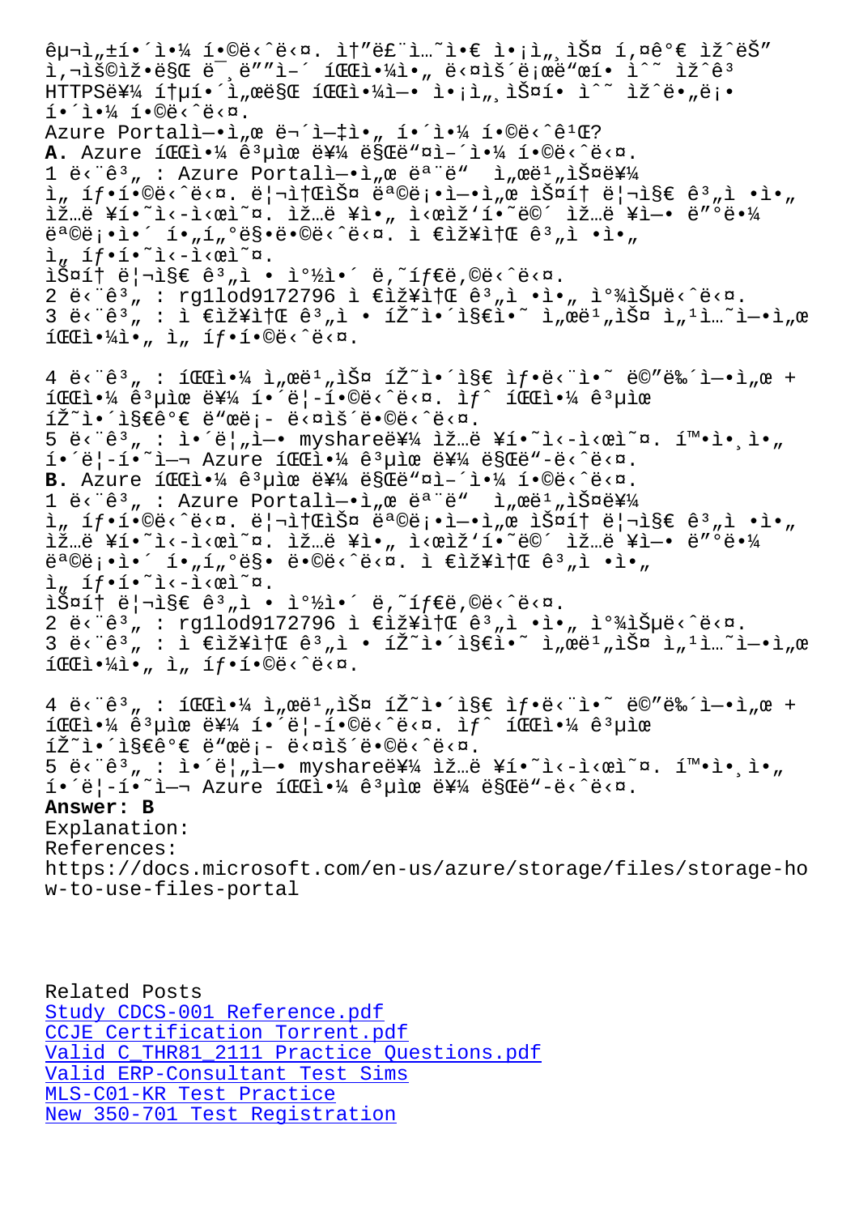êµ¬ì„±í•´ì•¼ í•©ë‹ˆë‹¤. ì†”ë£¨ì…˜ì€ ì•¡ì„¸ìŠ¤ í‚¤ê°€ ìžˆëŠ” ì‚¬ìš©ìžê°€ ë¯¸ë””ì–´ íŒŒì¼ì„ ë‹¤ìš´ë¡œë“œí• ìˆ˜ ìžˆê³ 
HTTPS를 통í•´ì„œë§Œ íŒŒì¼ì—• ì•¡ì„¸ìŠ¤í• ìˆ˜ ìžˆë„ë¡•
í•´ì•¼ í•©ë‹ˆë‹¤.
Azure Portalì—•ì„œ ë¬´ì—‡ì„ í•´ì•¼ í•©ë‹ˆê¹Œ?

**A.** Azure 파일 공유를 만들어야 합니다.
1 ë‹¨ê³„ : Azure Portalì—•ì„œ 모든 ì„œë¹„ìŠ¤를
ì„ íƒ•í•©ë‹ˆë‹¤. ë¦¬ì†ŒìŠ¤ 목ë¡•ì—•ì„œ ìŠ¤í† ë¦¬ì§€ ê³„ì •ì„
ìž…ë ¥í•˜ì‹­ì‹œì˜¤. ìž…ë ¥ì„ ì‹œìž‘í•˜ë©´ ìž…ë ¥ì— ë”°ë¼
목ë¡•ì´ í•„í„°ë§•ë•©ë‹ˆë‹¤. ì €ìž¥ì†Œ ê³„ì •ì„
ì„ íƒ•í•˜ì‹­ì‹œì˜¤.
ìŠ¤í† ë¦¬ì§€ ê³„ì • ì°½ì´ ë‚˜íƒ€ë‚©ë‹ˆë‹¤.
2 ë‹¨ê³„ : rg1lod9172796 ì €ìž¥ì†Œ ê³„ì •ì„ ì°¾ìŠµë‹ˆë‹¤.
3 ë‹¨ê³„ : ì €ìž¥ì†Œ ê³„ì • 페ì´ì§€ì˜ ì„œë¹„ìŠ¤ ì„¹ì…˜ì—•ì„œ
파일ì•„ ì„ íƒ•í•©ë‹ˆë‹¤.

4 ë‹¨ê³„ : 파일 ì„œë¹„ìŠ¤ 페ì´ì§€ ìƒ•ë‹¨ì˜ ë©”ë‰´ì—•ì„œ +
파일 공유 를 í•´ë¦­í•©ë‹ˆë‹¤. ìƒˆ 파일 공유
페ì´ì§€ê°€ ë“œë¡­ ë‹¤ìš´ë©ë‹ˆë‹¤.
5 ë‹¨ê³„ : ì´ë¦„ì—• myshare를 ìž…ë ¥í•˜ì‹­ì‹œì˜¤. í™•ì¸ì„
í´ë¦­í•˜ì‹­ì‹œì˜¤. Azure 파일 공유 를 만듭니다.

**B.** Azure 파일 공유 를 만들어야 합니다.
1 ë‹¨ê³„ : Azure Portalì—•ì„œ 모든 ì„œë¹„ìŠ¤를
ì„ íƒ•í•©ë‹ˆë‹¤. ë¦¬ì†ŒìŠ¤ 목ë¡•ì—•ì„œ ìŠ¤í† ë¦¬ì§€ ê³„ì •ì„
ìž…ë ¥í•˜ì‹­ì‹œì˜¤. ìž…ë ¥ì„ ì‹œìž‘í•˜ë©´ ìž…ë ¥ì— ë”°ë¼
목ë¡•ì´ í•„í„°ë§• ë•©ë‹ˆë‹¤. ì €ìž¥ì†Œ ê³„ì •ì„
ì„ íƒ•í•˜ì‹­ì‹œì˜¤.
ìŠ¤í† ë¦¬ì§€ ê³„ì • ì°½ì´ ë‚˜íƒ€ë‚©ë‹ˆë‹¤.
2 ë‹¨ê³„ : rg1lod9172796 ì €ìž¥ì†Œ ê³„ì •ì„ ì°¾ìŠµë‹ˆë‹¤.
3 ë‹¨ê³„ : ì €ìž¥ì†Œ ê³„ì • 페ì´ì§€ì˜ ì„œë¹„ìŠ¤ ì„¹ì…˜ì—•ì„œ
파일ì•„ ì„ íƒ•í•©ë‹ˆë‹¤.

4 ë‹¨ê³„ : 파일 ì„œë¹„ìŠ¤ 페ì´ì§€ ìƒ•ë‹¨ì˜ ë©”ë‰´ì—•ì„œ +
파일 공유 를 í•´ë¦­í•©ë‹ˆë‹¤. ìƒˆ 파일 공유
페ì´ì§€ê°€ ë“œë¡­ ë‹¤ìš´ë©ë‹ˆë‹¤.
5 ë‹¨ê³„ : ì´ë¦„ì—• myshare를 ìž…ë ¥í•˜ì‹­ì‹œì˜¤. í™•ì¸ì„
í´ë¦­í•˜ì—¬ Azure 파일 공유 를 만듭니다.

**Answer: B**

Explanation:
References:
https://docs.microsoft.com/en-us/azure/storage/files/storage-how-to-use-files-portal

Related Posts
Study CDCS-001 Reference.pdf
CCJE Certification Torrent.pdf
Valid C_THR81_2111 Practice Questions.pdf
Valid ERP-Consultant Test Sims
MLS-C01-KR Test Practice
New 350-701 Test Registration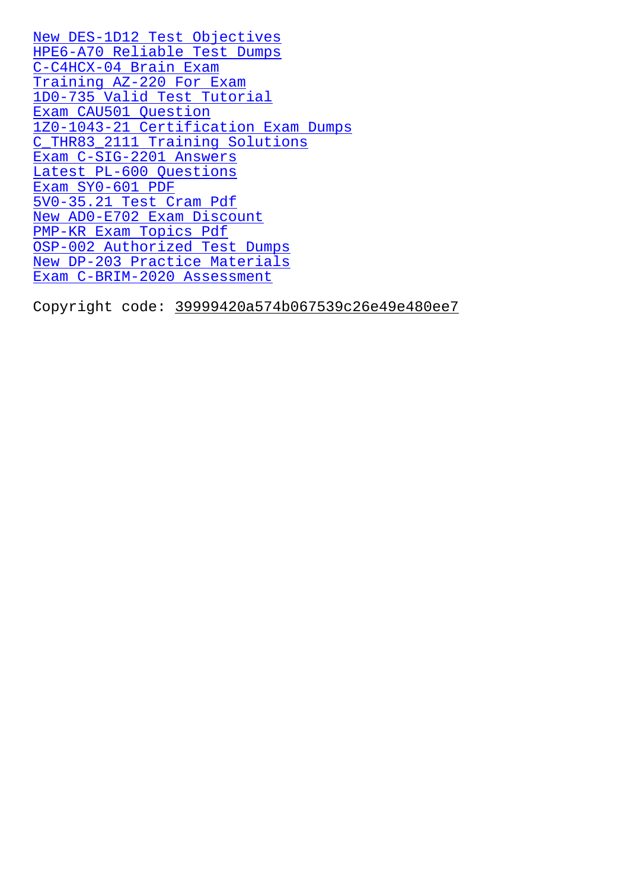New DES-1D12 Test Objectives
HPE6-A70 Reliable Test Dumps
C-C4HCX-04 Brain Exam
Training AZ-220 For Exam
1D0-735 Valid Test Tutorial
Exam CAU501 Question
1Z0-1043-21 Certification Exam Dumps
C_THR83_2111 Training Solutions
Exam C-SIG-2201 Answers
Latest PL-600 Questions
Exam SY0-601 PDF
5V0-35.21 Test Cram Pdf
New AD0-E702 Exam Discount
PMP-KR Exam Topics Pdf
OSP-002 Authorized Test Dumps
New DP-203 Practice Materials
Exam C-BRIM-2020 Assessment

Copyright code: 39999420a574b067539c26e49e480ee7